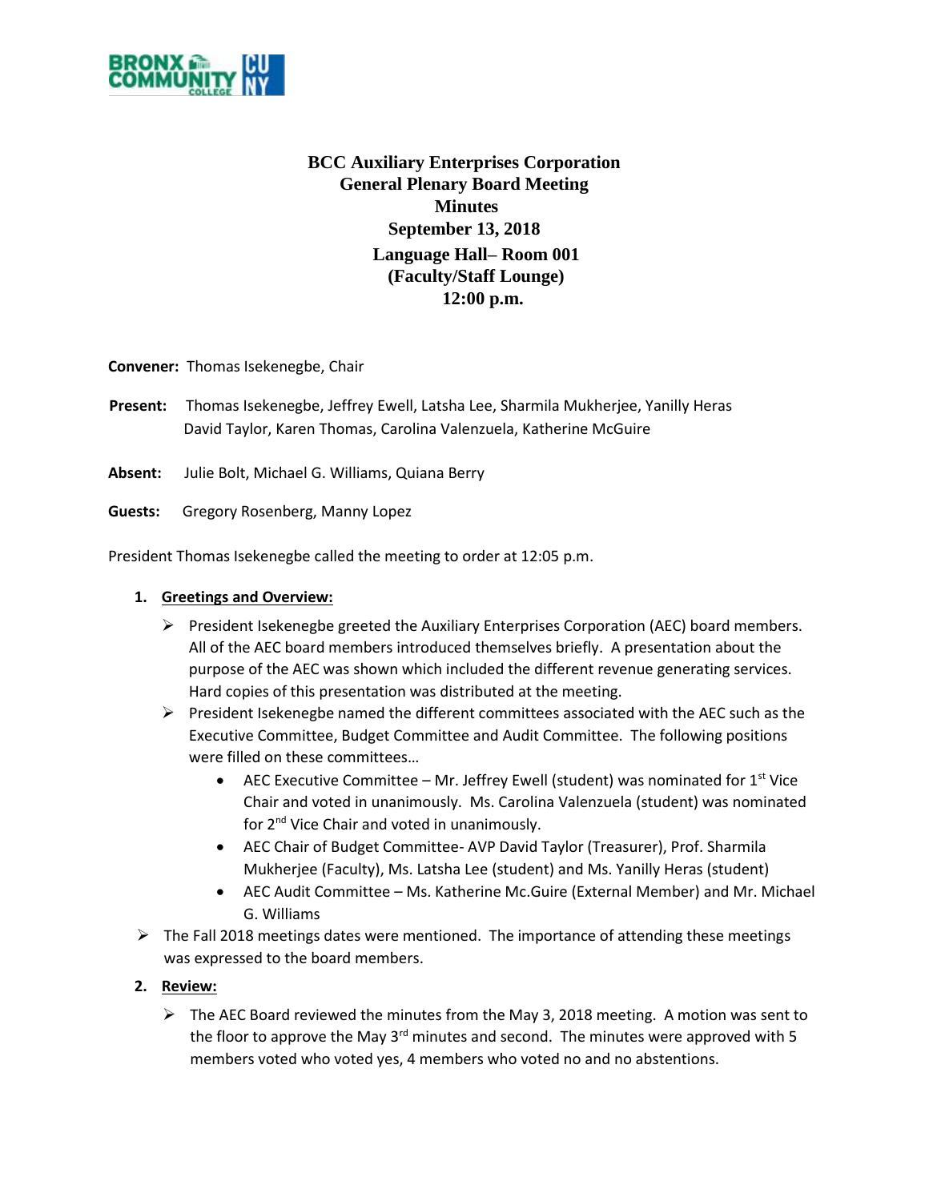# BCC Auxiliary Enterprises Corporation
## General Plenary Board Meeting
## Minutes
### September 13, 2018
### Language Hall– Room 001
### (Faculty/Staff Lounge)
### 12:00 p.m.

**Convener:** Thomas Isekenegbe, Chair

**Present:** Thomas Isekenegbe, Jeffrey Ewell, Latsha Lee, Sharmila Mukherjee, Yanilly Heras David Taylor, Karen Thomas, Carolina Valenzuela, Katherine McGuire

**Absent:** Julie Bolt, Michael G. Williams, Quiana Berry

**Guests:** Gregory Rosenberg, Manny Lopez

President Thomas Isekenegbe called the meeting to order at 12:05 p.m.

1. **<u>Greetings and Overview:</u>**
   - President Isekenegbe greeted the Auxiliary Enterprises Corporation (AEC) board members. All of the AEC board members introduced themselves briefly. A presentation about the purpose of the AEC was shown which included the different revenue generating services. Hard copies of this presentation was distributed at the meeting.
   - President Isekenegbe named the different committees associated with the AEC such as the Executive Committee, Budget Committee and Audit Committee. The following positions were filled on these committees…
     - AEC Executive Committee – Mr. Jeffrey Ewell (student) was nominated for 1st Vice Chair and voted in unanimously. Ms. Carolina Valenzuela (student) was nominated for 2nd Vice Chair and voted in unanimously.
     - AEC Chair of Budget Committee- AVP David Taylor (Treasurer), Prof. Sharmila Mukherjee (Faculty), Ms. Latsha Lee (student) and Ms. Yanilly Heras (student)
     - AEC Audit Committee – Ms. Katherine Mc.Guire (External Member) and Mr. Michael G. Williams
   - The Fall 2018 meetings dates were mentioned. The importance of attending these meetings was expressed to the board members.

2. **<u>Review:</u>**
   - The AEC Board reviewed the minutes from the May 3, 2018 meeting. A motion was sent to the floor to approve the May 3rd minutes and second. The minutes were approved with 5 members voted who voted yes, 4 members who voted no and no abstentions.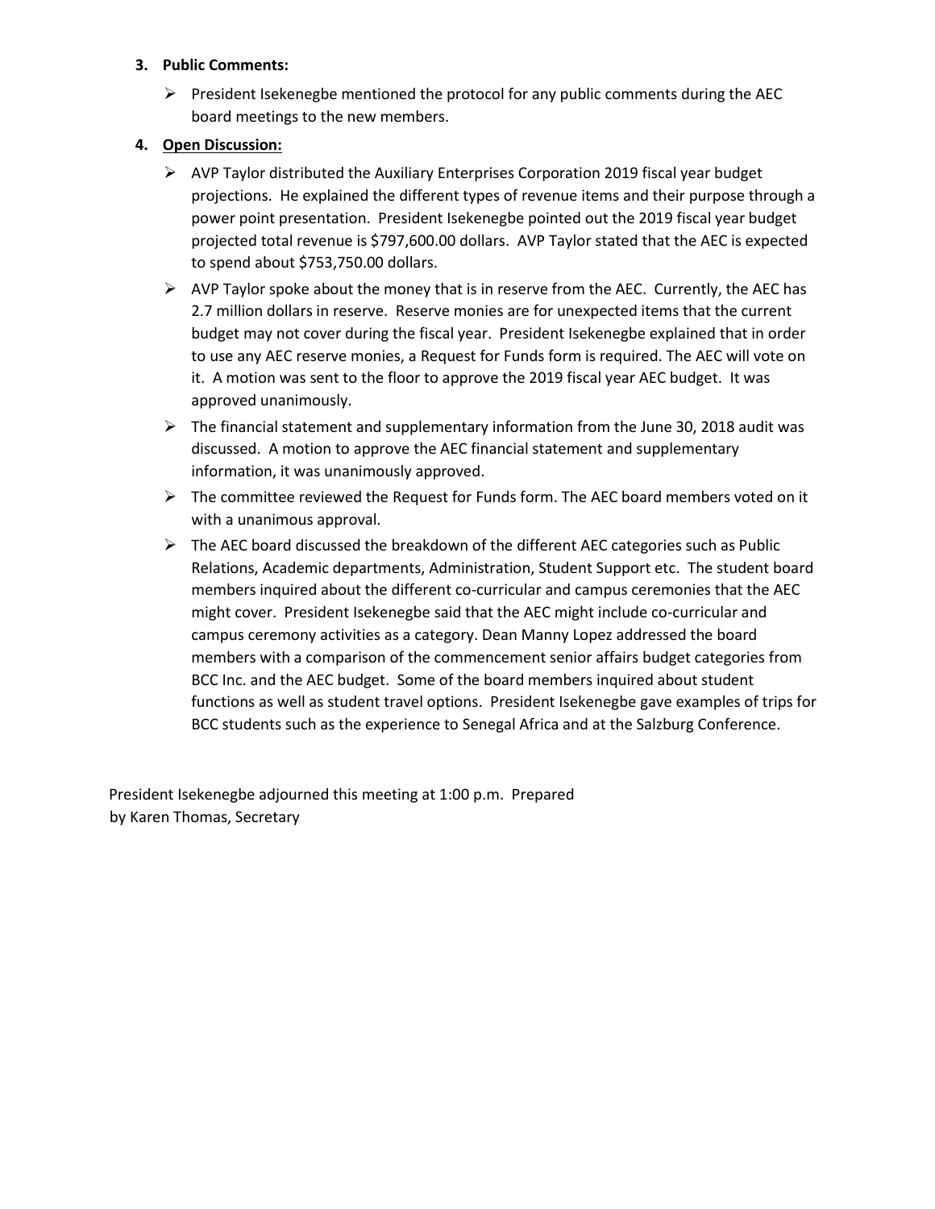3. **Public Comments:**

   - President Isekenegbe mentioned the protocol for any public comments during the AEC board meetings to the new members.

4. **<u>Open Discussion:</u>**

   - AVP Taylor distributed the Auxiliary Enterprises Corporation 2019 fiscal year budget projections. He explained the different types of revenue items and their purpose through a power point presentation. President Isekenegbe pointed out the 2019 fiscal year budget projected total revenue is $797,600.00 dollars. AVP Taylor stated that the AEC is expected to spend about $753,750.00 dollars.
   - AVP Taylor spoke about the money that is in reserve from the AEC. Currently, the AEC has 2.7 million dollars in reserve. Reserve monies are for unexpected items that the current budget may not cover during the fiscal year. President Isekenegbe explained that in order to use any AEC reserve monies, a Request for Funds form is required. The AEC will vote on it. A motion was sent to the floor to approve the 2019 fiscal year AEC budget. It was approved unanimously.
   - The financial statement and supplementary information from the June 30, 2018 audit was discussed. A motion to approve the AEC financial statement and supplementary information, it was unanimously approved.
   - The committee reviewed the Request for Funds form. The AEC board members voted on it with a unanimous approval.
   - The AEC board discussed the breakdown of the different AEC categories such as Public Relations, Academic departments, Administration, Student Support etc. The student board members inquired about the different co-curricular and campus ceremonies that the AEC might cover. President Isekenegbe said that the AEC might include co-curricular and campus ceremony activities as a category. Dean Manny Lopez addressed the board members with a comparison of the commencement senior affairs budget categories from BCC Inc. and the AEC budget. Some of the board members inquired about student functions as well as student travel options. President Isekenegbe gave examples of trips for BCC students such as the experience to Senegal Africa and at the Salzburg Conference.

President Isekenegbe adjourned this meeting at 1:00 p.m. Prepared by Karen Thomas, Secretary